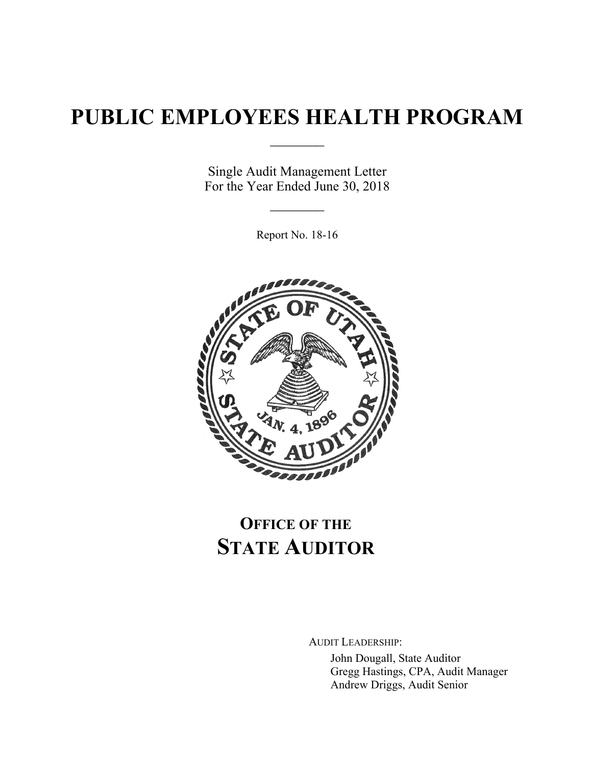# PUBLIC EMPLOYEES HEALTH PROGRAM

Single Audit Management Letter
For the Year Ended June 30, 2018

Report No. 18-16

## OFFICE OF THE STATE AUDITOR

AUDIT LEADERSHIP:

John Dougall, State Auditor
Gregg Hastings, CPA, Audit Manager
Andrew Driggs, Audit Senior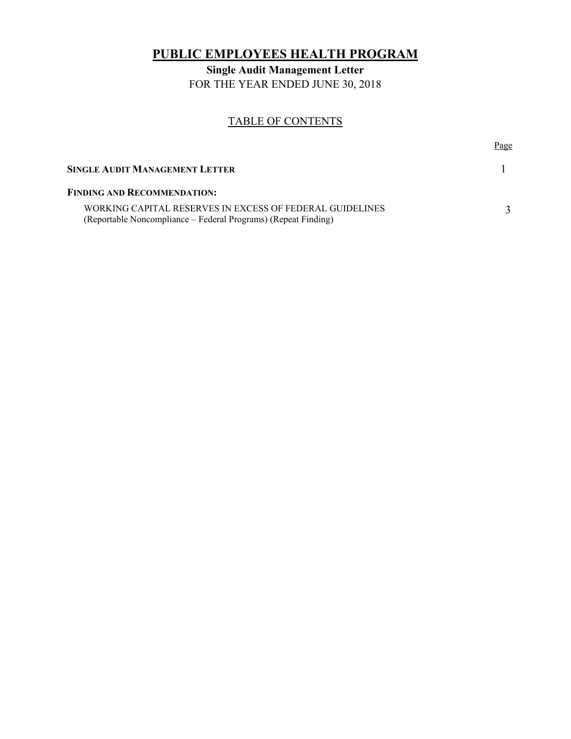# PUBLIC EMPLOYEES HEALTH PROGRAM

**Single Audit Management Letter**

FOR THE YEAR ENDED JUNE 30, 2018

## TABLE OF CONTENTS

| | Page |
|---|---|
| **SINGLE AUDIT MANAGEMENT LETTER** | 1 |
| **FINDING AND RECOMMENDATION:** | |
| WORKING CAPITAL RESERVES IN EXCESS OF FEDERAL GUIDELINES (Reportable Noncompliance – Federal Programs) (Repeat Finding) | 3 |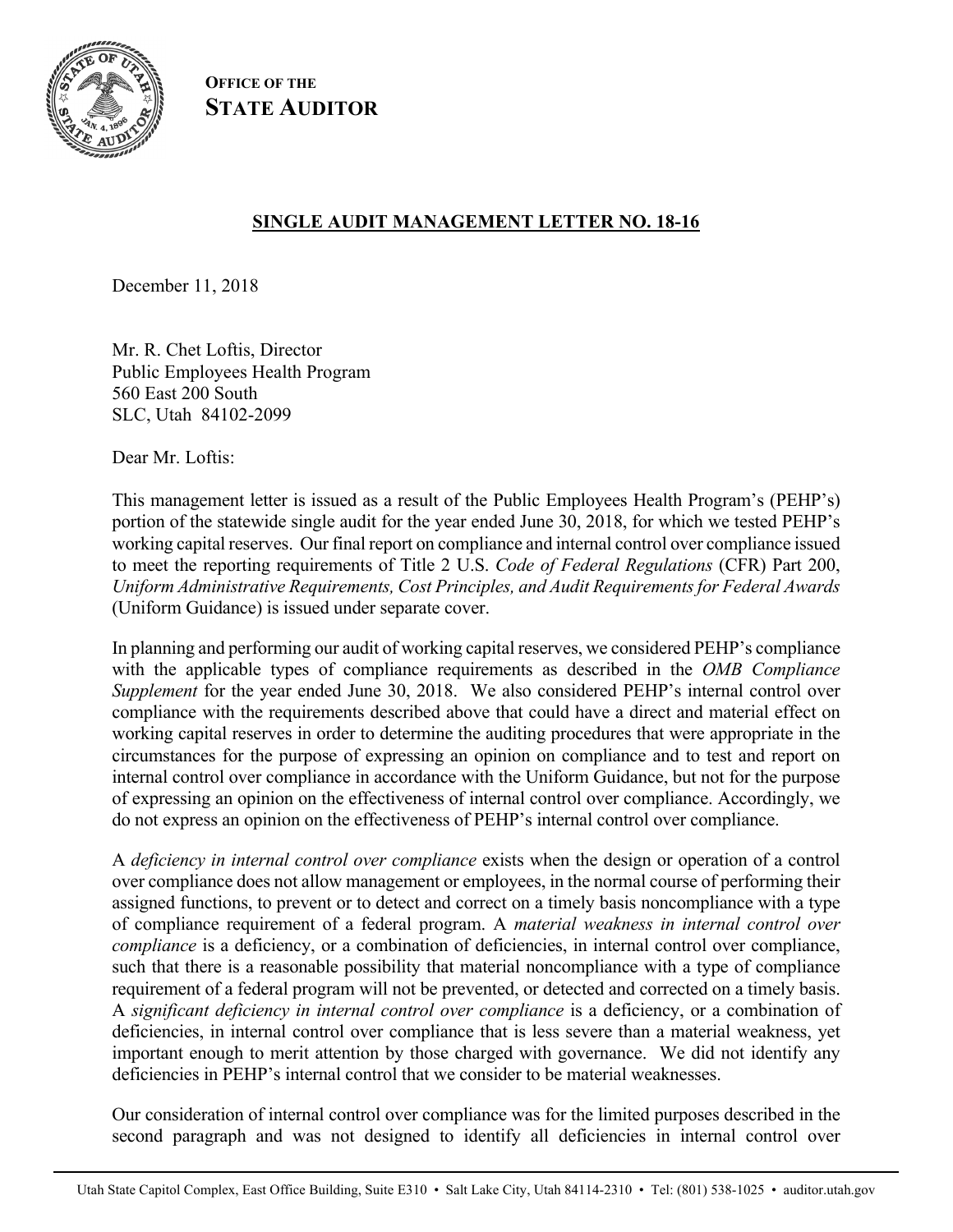**OFFICE OF THE**
**STATE AUDITOR**

## SINGLE AUDIT MANAGEMENT LETTER NO. 18-16

December 11, 2018

Mr. R. Chet Loftis, Director
Public Employees Health Program
560 East 200 South
SLC, Utah 84102-2099

Dear Mr. Loftis:

This management letter is issued as a result of the Public Employees Health Program's (PEHP's) portion of the statewide single audit for the year ended June 30, 2018, for which we tested PEHP's working capital reserves. Our final report on compliance and internal control over compliance issued to meet the reporting requirements of Title 2 U.S. *Code of Federal Regulations* (CFR) Part 200, *Uniform Administrative Requirements, Cost Principles, and Audit Requirements for Federal Awards* (Uniform Guidance) is issued under separate cover.

In planning and performing our audit of working capital reserves, we considered PEHP's compliance with the applicable types of compliance requirements as described in the *OMB Compliance Supplement* for the year ended June 30, 2018. We also considered PEHP's internal control over compliance with the requirements described above that could have a direct and material effect on working capital reserves in order to determine the auditing procedures that were appropriate in the circumstances for the purpose of expressing an opinion on compliance and to test and report on internal control over compliance in accordance with the Uniform Guidance, but not for the purpose of expressing an opinion on the effectiveness of internal control over compliance. Accordingly, we do not express an opinion on the effectiveness of PEHP's internal control over compliance.

A *deficiency in internal control over compliance* exists when the design or operation of a control over compliance does not allow management or employees, in the normal course of performing their assigned functions, to prevent or to detect and correct on a timely basis noncompliance with a type of compliance requirement of a federal program. A *material weakness in internal control over compliance* is a deficiency, or a combination of deficiencies, in internal control over compliance, such that there is a reasonable possibility that material noncompliance with a type of compliance requirement of a federal program will not be prevented, or detected and corrected on a timely basis. A *significant deficiency in internal control over compliance* is a deficiency, or a combination of deficiencies, in internal control over compliance that is less severe than a material weakness, yet important enough to merit attention by those charged with governance. We did not identify any deficiencies in PEHP's internal control that we consider to be material weaknesses.

Our consideration of internal control over compliance was for the limited purposes described in the second paragraph and was not designed to identify all deficiencies in internal control over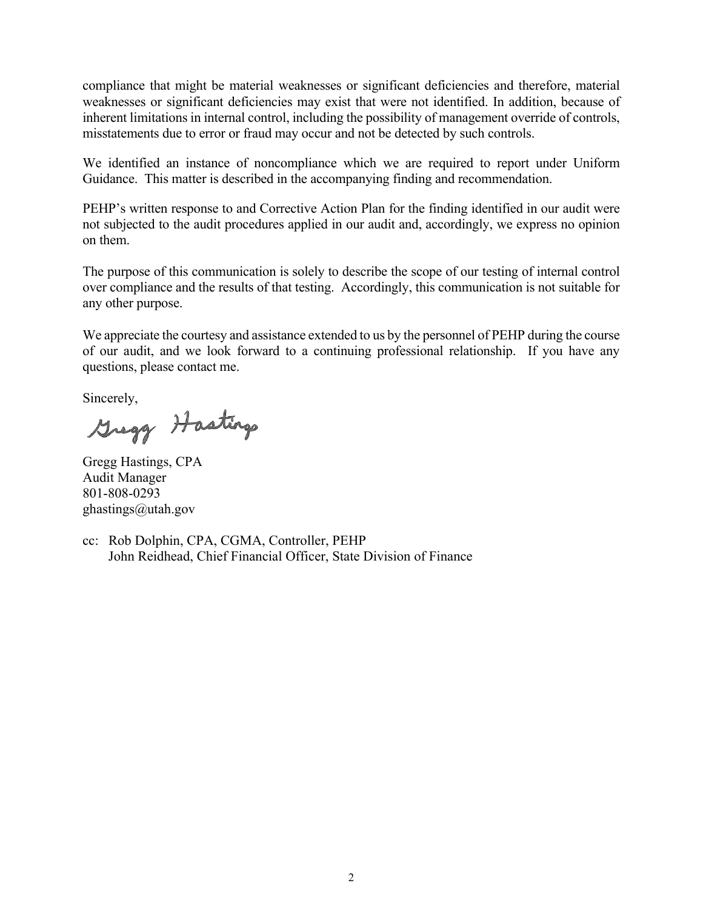compliance that might be material weaknesses or significant deficiencies and therefore, material weaknesses or significant deficiencies may exist that were not identified. In addition, because of inherent limitations in internal control, including the possibility of management override of controls, misstatements due to error or fraud may occur and not be detected by such controls.

We identified an instance of noncompliance which we are required to report under Uniform Guidance. This matter is described in the accompanying finding and recommendation.

PEHP's written response to and Corrective Action Plan for the finding identified in our audit were not subjected to the audit procedures applied in our audit and, accordingly, we express no opinion on them.

The purpose of this communication is solely to describe the scope of our testing of internal control over compliance and the results of that testing. Accordingly, this communication is not suitable for any other purpose.

We appreciate the courtesy and assistance extended to us by the personnel of PEHP during the course of our audit, and we look forward to a continuing professional relationship. If you have any questions, please contact me.

Sincerely,

Gregg Hastings

Gregg Hastings, CPA
Audit Manager
801-808-0293
ghastings@utah.gov

cc: Rob Dolphin, CPA, CGMA, Controller, PEHP
John Reidhead, Chief Financial Officer, State Division of Finance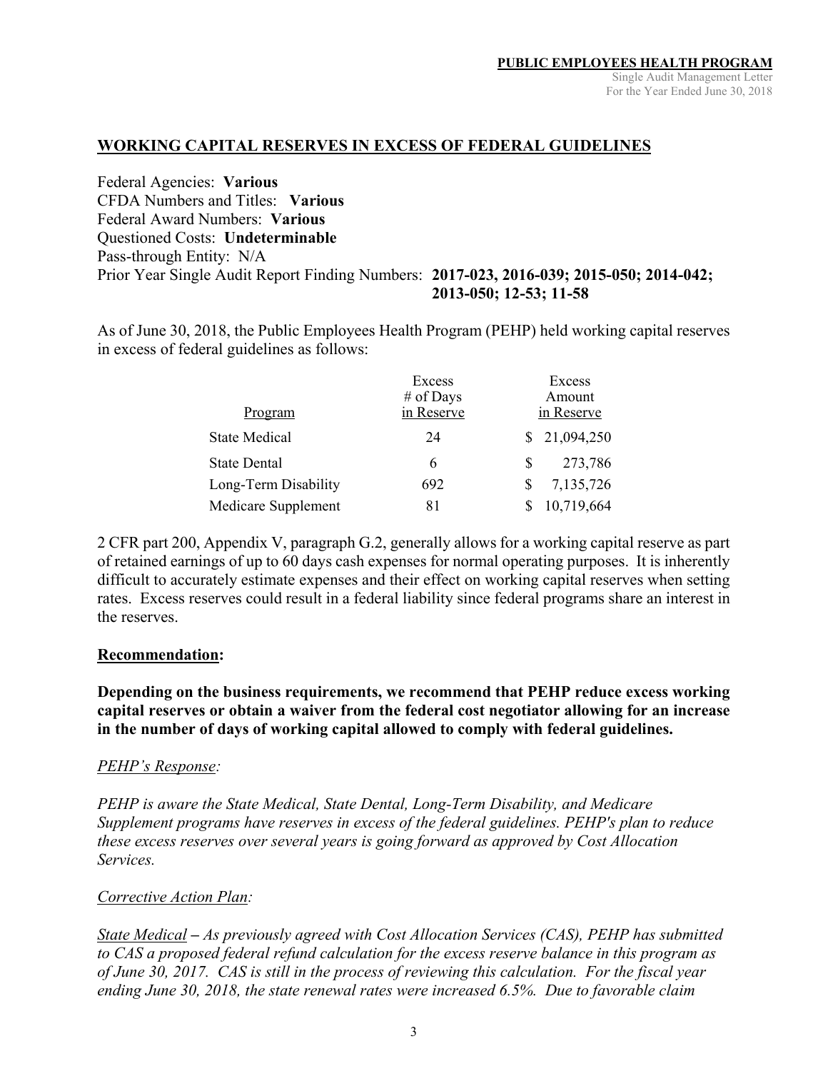## WORKING CAPITAL RESERVES IN EXCESS OF FEDERAL GUIDELINES

Federal Agencies: **Various**
CFDA Numbers and Titles: **Various**
Federal Award Numbers: **Various**
Questioned Costs: **Undeterminable**
Pass-through Entity: N/A
Prior Year Single Audit Report Finding Numbers: **2017-023, 2016-039; 2015-050; 2014-042; 2013-050; 12-53; 11-58**

As of June 30, 2018, the Public Employees Health Program (PEHP) held working capital reserves in excess of federal guidelines as follows:

| Program | Excess # of Days in Reserve | Excess Amount in Reserve |
|---|---|---|
| State Medical | 24 | $ 21,094,250 |
| State Dental | 6 | $ 273,786 |
| Long-Term Disability | 692 | $ 7,135,726 |
| Medicare Supplement | 81 | $ 10,719,664 |

2 CFR part 200, Appendix V, paragraph G.2, generally allows for a working capital reserve as part of retained earnings of up to 60 days cash expenses for normal operating purposes. It is inherently difficult to accurately estimate expenses and their effect on working capital reserves when setting rates. Excess reserves could result in a federal liability since federal programs share an interest in the reserves.

**Recommendation:**

**Depending on the business requirements, we recommend that PEHP reduce excess working capital reserves or obtain a waiver from the federal cost negotiator allowing for an increase in the number of days of working capital allowed to comply with federal guidelines.**

*PEHP's Response:*

*PEHP is aware the State Medical, State Dental, Long-Term Disability, and Medicare Supplement programs have reserves in excess of the federal guidelines. PEHP's plan to reduce these excess reserves over several years is going forward as approved by Cost Allocation Services.*

*Corrective Action Plan:*

*State Medical – As previously agreed with Cost Allocation Services (CAS), PEHP has submitted to CAS a proposed federal refund calculation for the excess reserve balance in this program as of June 30, 2017. CAS is still in the process of reviewing this calculation. For the fiscal year ending June 30, 2018, the state renewal rates were increased 6.5%. Due to favorable claim*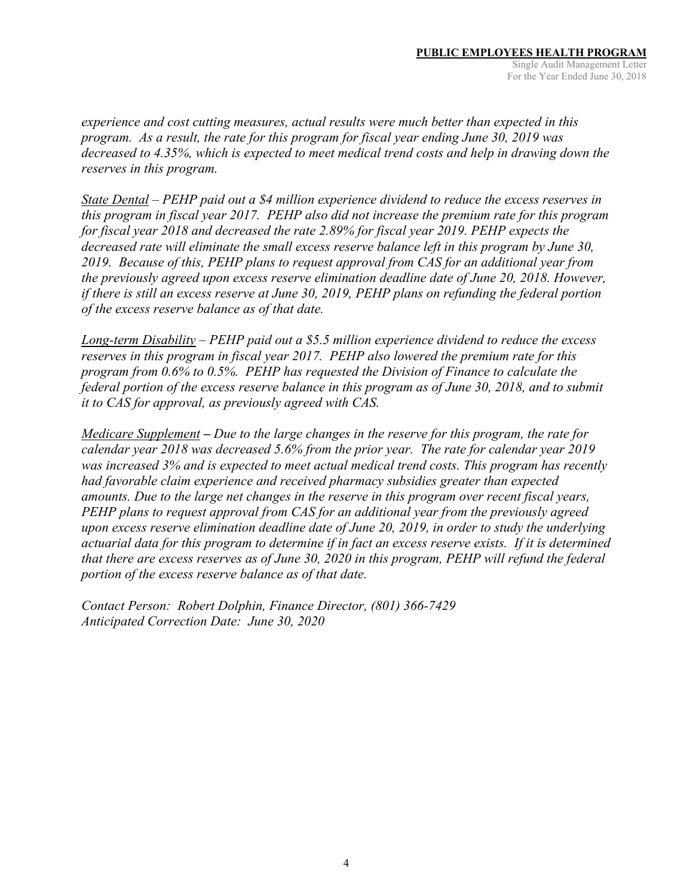*experience and cost cutting measures, actual results were much better than expected in this program. As a result, the rate for this program for fiscal year ending June 30, 2019 was decreased to 4.35%, which is expected to meet medical trend costs and help in drawing down the reserves in this program.*

*<u>State Dental</u> – PEHP paid out a $4 million experience dividend to reduce the excess reserves in this program in fiscal year 2017. PEHP also did not increase the premium rate for this program for fiscal year 2018 and decreased the rate 2.89% for fiscal year 2019. PEHP expects the decreased rate will eliminate the small excess reserve balance left in this program by June 30, 2019. Because of this, PEHP plans to request approval from CAS for an additional year from the previously agreed upon excess reserve elimination deadline date of June 20, 2018. However, if there is still an excess reserve at June 30, 2019, PEHP plans on refunding the federal portion of the excess reserve balance as of that date.*

*<u>Long-term Disability</u> – PEHP paid out a $5.5 million experience dividend to reduce the excess reserves in this program in fiscal year 2017. PEHP also lowered the premium rate for this program from 0.6% to 0.5%. PEHP has requested the Division of Finance to calculate the federal portion of the excess reserve balance in this program as of June 30, 2018, and to submit it to CAS for approval, as previously agreed with CAS.*

*<u>Medicare Supplement</u> **–** Due to the large changes in the reserve for this program, the rate for calendar year 2018 was decreased 5.6% from the prior year. The rate for calendar year 2019 was increased 3% and is expected to meet actual medical trend costs. This program has recently had favorable claim experience and received pharmacy subsidies greater than expected amounts. Due to the large net changes in the reserve in this program over recent fiscal years, PEHP plans to request approval from CAS for an additional year from the previously agreed upon excess reserve elimination deadline date of June 20, 2019, in order to study the underlying actuarial data for this program to determine if in fact an excess reserve exists. If it is determined that there are excess reserves as of June 30, 2020 in this program, PEHP will refund the federal portion of the excess reserve balance as of that date.*

*Contact Person: Robert Dolphin, Finance Director, (801) 366-7429*
*Anticipated Correction Date: June 30, 2020*